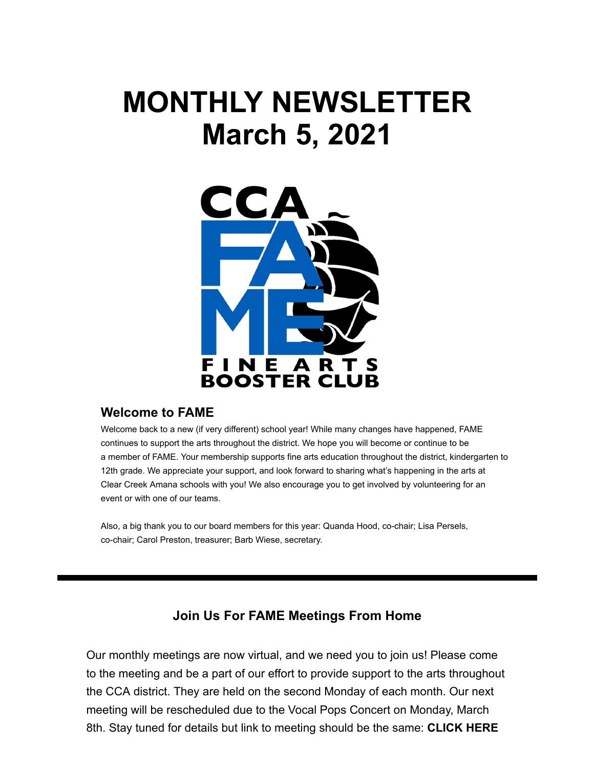# MONTHLY NEWSLETTER
# March 5, 2021

CCA FAME FINE ARTS BOOSTER CLUB

### Welcome to FAME

Welcome back to a new (if very different) school year! While many changes have happened, FAME continues to support the arts throughout the district. We hope you will become or continue to be a member of FAME. Your membership supports fine arts education throughout the district, kindergarten to 12th grade. We appreciate your support, and look forward to sharing what's happening in the arts at Clear Creek Amana schools with you! We also encourage you to get involved by volunteering for an event or with one of our teams.

Also, a big thank you to our board members for this year: Quanda Hood, co-chair; Lisa Persels, co-chair; Carol Preston, treasurer; Barb Wiese, secretary.

---

### Join Us For FAME Meetings From Home

Our monthly meetings are now virtual, and we need you to join us! Please come to the meeting and be a part of our effort to provide support to the arts throughout the CCA district. They are held on the second Monday of each month. Our next meeting will be rescheduled due to the Vocal Pops Concert on Monday, March 8th. Stay tuned for details but link to meeting should be the same: **CLICK HERE**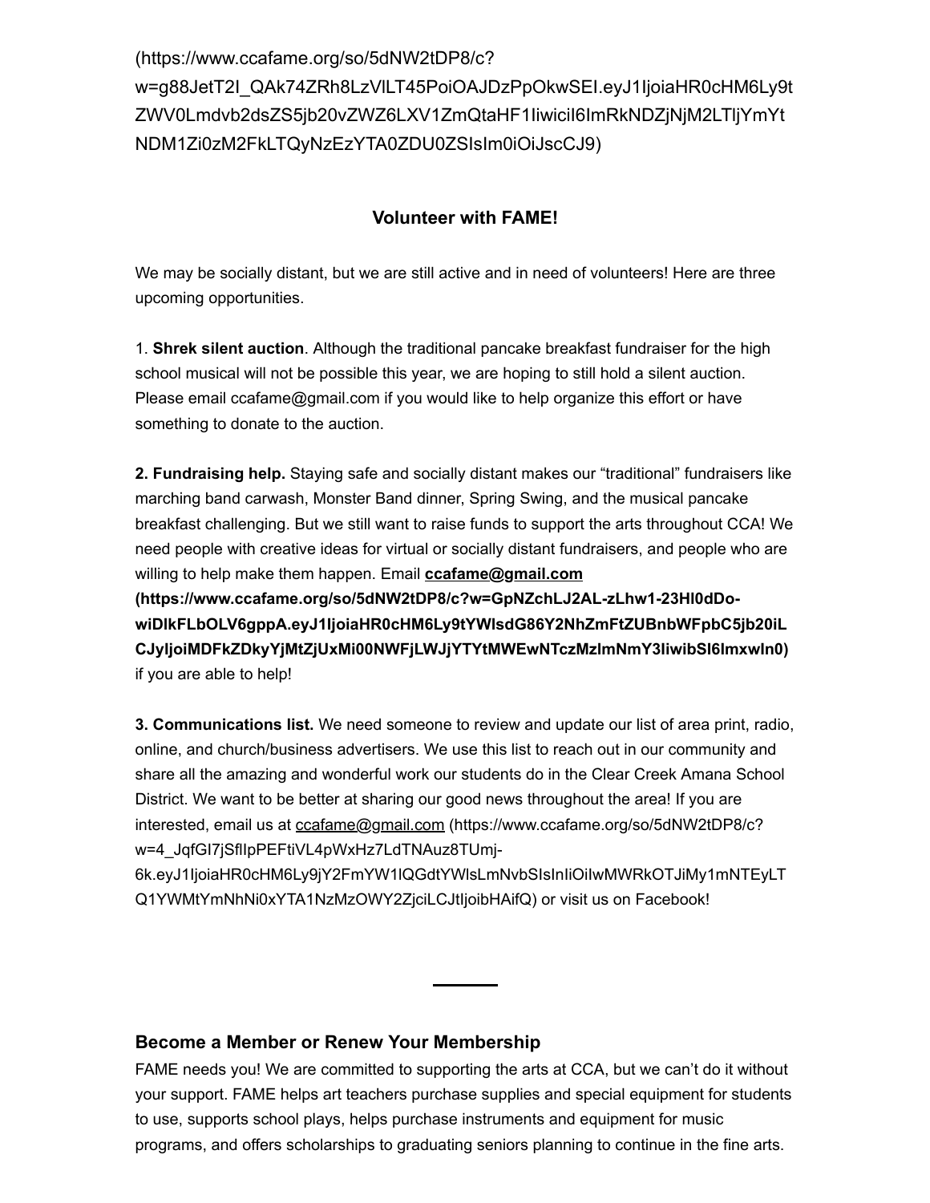(https://www.ccafame.org/so/5dNW2tDP8/c?w=g88JetT2I_QAk74ZRh8LzVlLT45PoiOAJDzPpOkwSEI.eyJ1IjoiaHR0cHM6Ly9tZWV0Lmdvb2dsZS5jb20vZWZ6LXV1ZmQtaHF1IiwiciI6ImRkNDZjNjM2LTljYmYtNDM1Zi0zM2FkLTQyNzEzYTA0ZDU0ZSIsIm0iOiJscCJ9)

### Volunteer with FAME!

We may be socially distant, but we are still active and in need of volunteers! Here are three upcoming opportunities.

1. **Shrek silent auction**. Although the traditional pancake breakfast fundraiser for the high school musical will not be possible this year, we are hoping to still hold a silent auction. Please email ccafame@gmail.com if you would like to help organize this effort or have something to donate to the auction.

**2. Fundraising help.** Staying safe and socially distant makes our "traditional" fundraisers like marching band carwash, Monster Band dinner, Spring Swing, and the musical pancake breakfast challenging. But we still want to raise funds to support the arts throughout CCA! We need people with creative ideas for virtual or socially distant fundraisers, and people who are willing to help make them happen. Email **ccafame@gmail.com (https://www.ccafame.org/so/5dNW2tDP8/c?w=GpNZchLJ2AL-zLhw1-23Hl0dDo-wiDlkFLbOLV6gppA.eyJ1IjoiaHR0cHM6Ly9tYWlsdG86Y2NhZmFtZUBnbWFpbC5jb20iLCJyIjoiMDFkZDkyYjMtZjUxMi00NWFjLWJjYTYtMWEwNTczMzlmNmY3IiwibSI6Imxwln0)** if you are able to help!

**3. Communications list.** We need someone to review and update our list of area print, radio, online, and church/business advertisers. We use this list to reach out in our community and share all the amazing and wonderful work our students do in the Clear Creek Amana School District. We want to be better at sharing our good news throughout the area! If you are interested, email us at ccafame@gmail.com (https://www.ccafame.org/so/5dNW2tDP8/c?w=4_JqfGI7jSflIpPEFtiVL4pWxHz7LdTNAuz8TUmj-6k.eyJ1IjoiaHR0cHM6Ly9jY2FmYW1lQGdtYWlsLmNvbSIsInIiOiIwMWRkOTJiMy1mNTEyLTQ1YWMtYmNhNi0xYTA1NzMzOWY2ZjciLCJtIjoibHAifQ) or visit us on Facebook!

---

## Become a Member or Renew Your Membership

FAME needs you! We are committed to supporting the arts at CCA, but we can't do it without your support. FAME helps art teachers purchase supplies and special equipment for students to use, supports school plays, helps purchase instruments and equipment for music programs, and offers scholarships to graduating seniors planning to continue in the fine arts.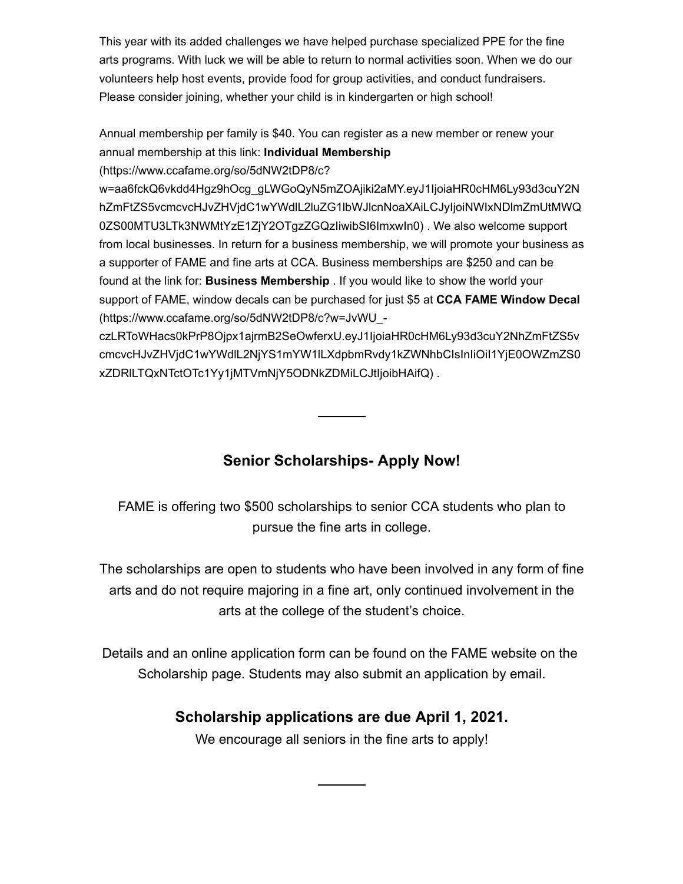This year with its added challenges we have helped purchase specialized PPE for the fine arts programs. With luck we will be able to return to normal activities soon. When we do our volunteers help host events, provide food for group activities, and conduct fundraisers. Please consider joining, whether your child is in kindergarten or high school!

Annual membership per family is $40. You can register as a new member or renew your annual membership at this link: **Individual Membership** (https://www.ccafame.org/so/5dNW2tDP8/c?w=aa6fckQ6vkdd4Hgz9hOcg_gLWGoQyN5mZOAjiki2aMY.eyJ1IjoiaHR0cHM6Ly93d3cuY2NhZmFtZS5vcmcvcHJvZHVjdC1wYWdlL2luZG1lbWJlcnNoaXAiLCJyIjoiNWIxNDlmZmUtMWQ0ZS00MTU3LTk3NWMtYzE1ZjY2OTgzZGQzIiwibSI6ImxwIn0) . We also welcome support from local businesses. In return for a business membership, we will promote your business as a supporter of FAME and fine arts at CCA. Business memberships are $250 and can be found at the link for: **Business Membership** . If you would like to show the world your support of FAME, window decals can be purchased for just $5 at **CCA FAME Window Decal** (https://www.ccafame.org/so/5dNW2tDP8/c?w=JvWU_-czLRToWHacs0kPrP8Ojpx1ajrmB2SeOwferxU.eyJ1IjoiaHR0cHM6Ly93d3cuY2NhZmFtZS5vcmcvcHJvZHVjdC1wYWdlL2NjYS1mYW1lLXdpbmRvdy1kZWNhbCIsInIiOiI1YjE0OWZmZS0xZDRlLTQxNTctOTc1Yy1jMTVmNjY5ODNkZDMiLCJtIjoibHAifQ) .

---

## Senior Scholarships- Apply Now!

FAME is offering two $500 scholarships to senior CCA students who plan to pursue the fine arts in college.

The scholarships are open to students who have been involved in any form of fine arts and do not require majoring in a fine art, only continued involvement in the arts at the college of the student's choice.

Details and an online application form can be found on the FAME website on the Scholarship page. Students may also submit an application by email.

### Scholarship applications are due April 1, 2021.

We encourage all seniors in the fine arts to apply!

---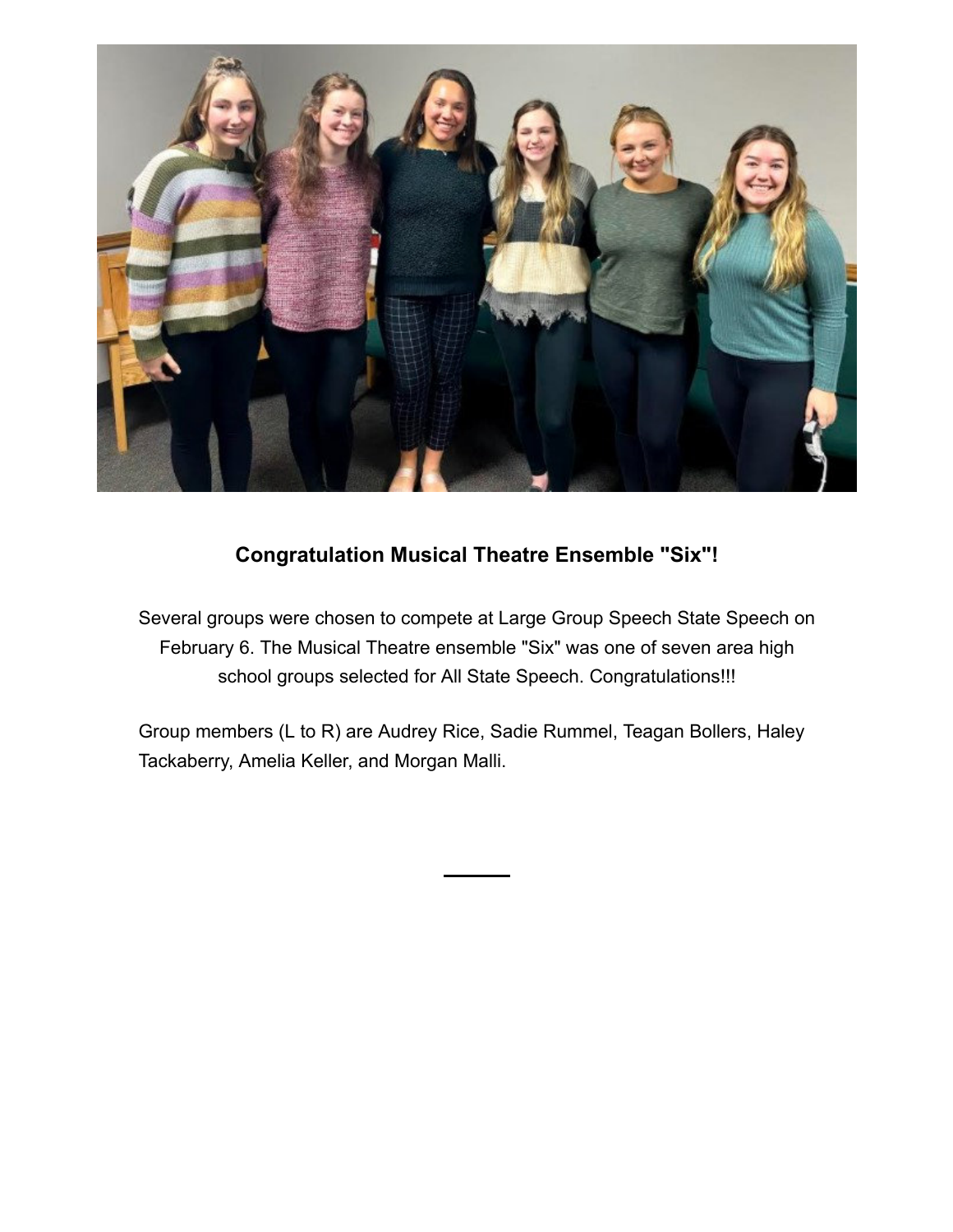### Congratulation Musical Theatre Ensemble "Six"!

Several groups were chosen to compete at Large Group Speech State Speech on February 6. The Musical Theatre ensemble "Six" was one of seven area high school groups selected for All State Speech. Congratulations!!!

Group members (L to R) are Audrey Rice, Sadie Rummel, Teagan Bollers, Haley Tackaberry, Amelia Keller, and Morgan Malli.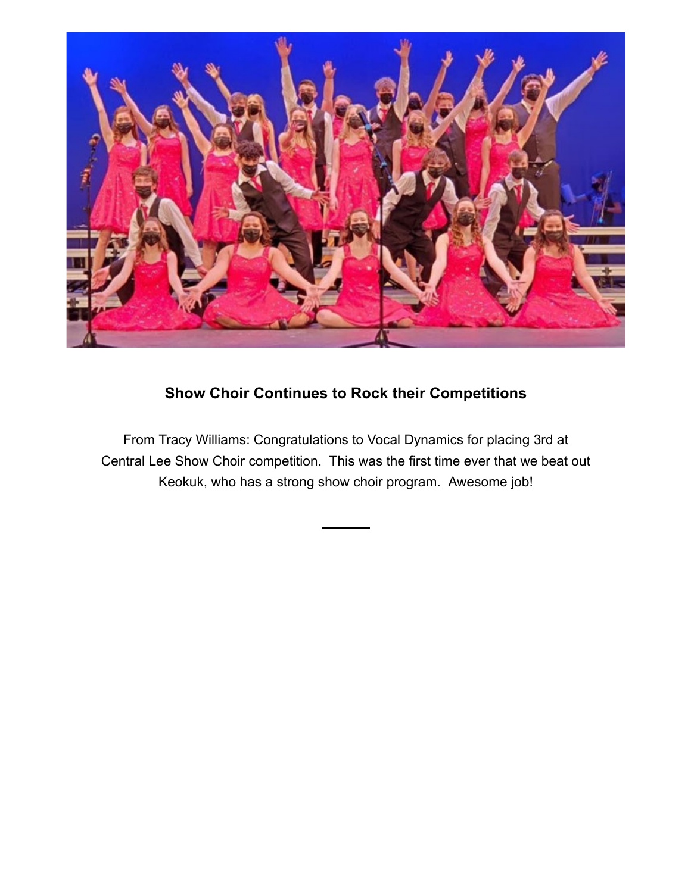### Show Choir Continues to Rock their Competitions

From Tracy Williams: Congratulations to Vocal Dynamics for placing 3rd at Central Lee Show Choir competition.  This was the first time ever that we beat out Keokuk, who has a strong show choir program.  Awesome job!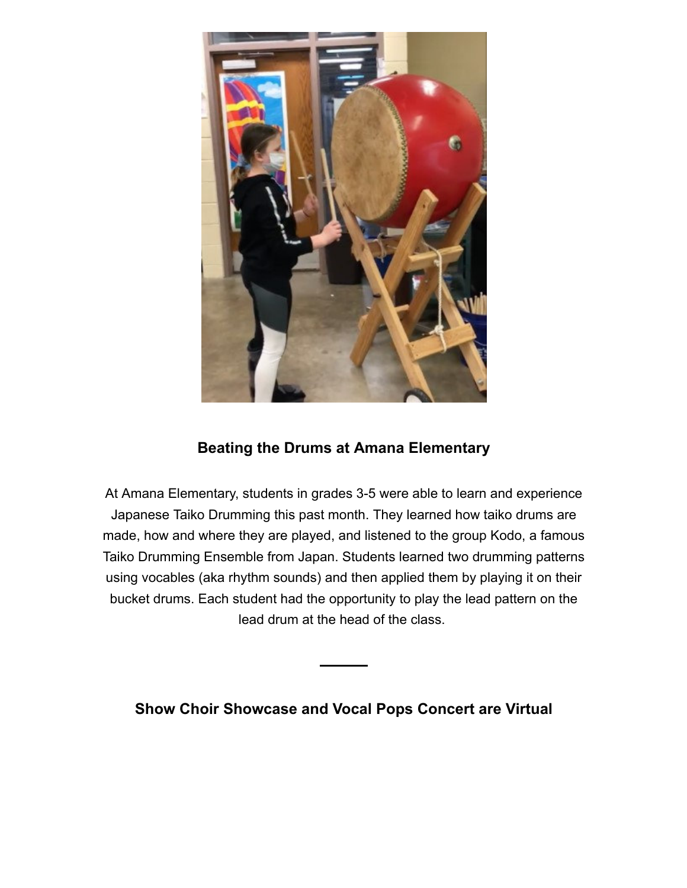## Beating the Drums at Amana Elementary

At Amana Elementary, students in grades 3-5 were able to learn and experience Japanese Taiko Drumming this past month. They learned how taiko drums are made, how and where they are played, and listened to the group Kodo, a famous Taiko Drumming Ensemble from Japan. Students learned two drumming patterns using vocables (aka rhythm sounds) and then applied them by playing it on their bucket drums. Each student had the opportunity to play the lead pattern on the lead drum at the head of the class.

---

## Show Choir Showcase and Vocal Pops Concert are Virtual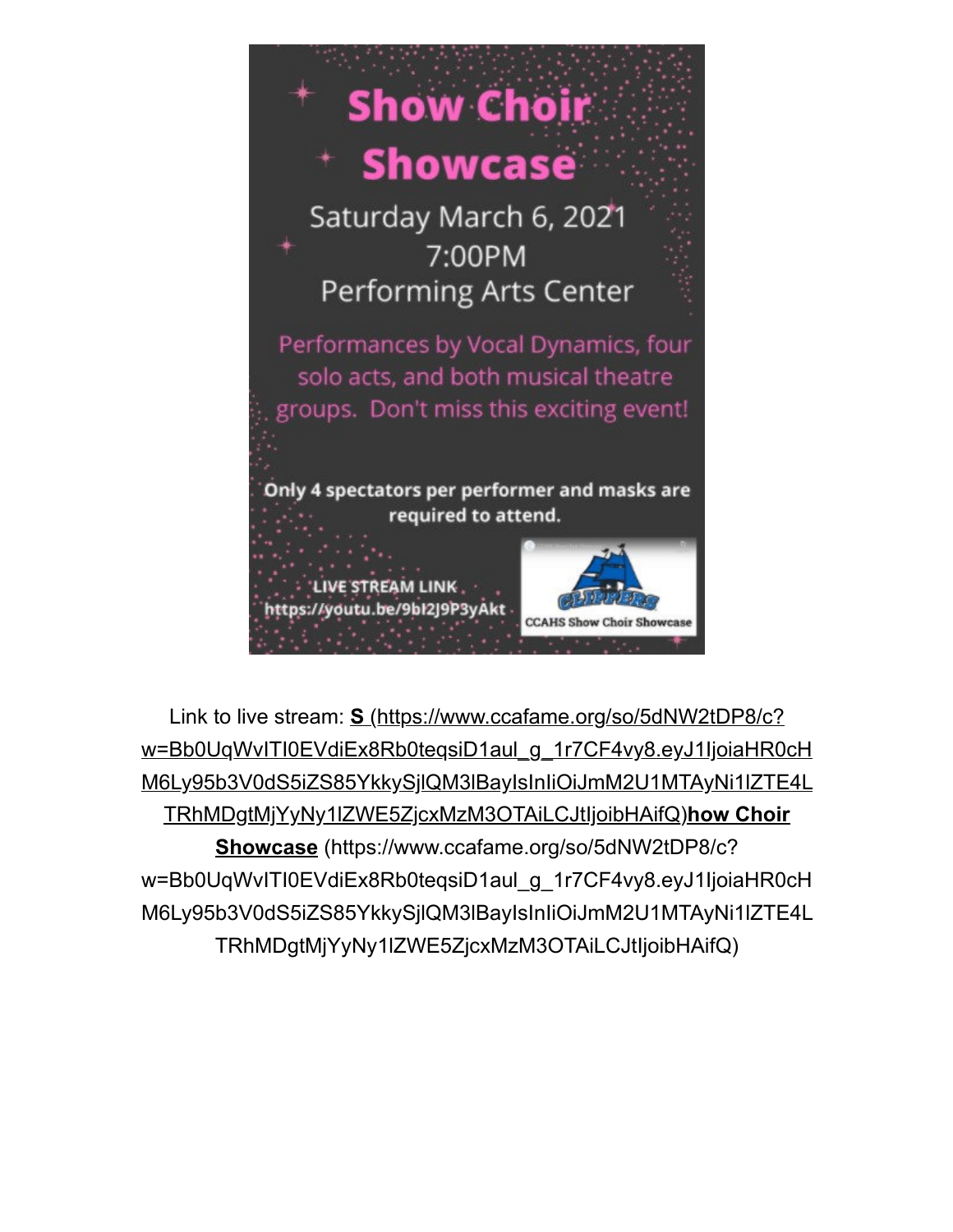# Show Choir Showcase

Saturday March 6, 2021
7:00PM
Performing Arts Center

Performances by Vocal Dynamics, four solo acts, and both musical theatre groups. Don't miss this exciting event!

**Only 4 spectators per performer and masks are required to attend.**

**LIVE STREAM LINK**
**https://youtu.be/9bl2J9P3yAkt**

CCAHS Show Choir Showcase

Link to live stream: **S** (https://www.ccafame.org/so/5dNW2tDP8/c?w=Bb0UqWvITI0EVdiEx8Rb0teqsiD1aul_g_1r7CF4vy8.eyJ1IjoiaHR0cHM6Ly95b3V0dS5iZS85YkkySjlQM3lBayIsInIiOiJmM2U1MTAyNi1lZTE4LTRhMDgtMjYyNy1lZWE5ZjcxMzM3OTAiLCJtIjoibHAifQ)**how Choir Showcase** (https://www.ccafame.org/so/5dNW2tDP8/c?w=Bb0UqWvITI0EVdiEx8Rb0teqsiD1aul_g_1r7CF4vy8.eyJ1IjoiaHR0cHM6Ly95b3V0dS5iZS85YkkySjlQM3lBayIsInIiOiJmM2U1MTAyNi1lZTE4LTRhMDgtMjYyNy1lZWE5ZjcxMzM3OTAiLCJtIjoibHAifQ)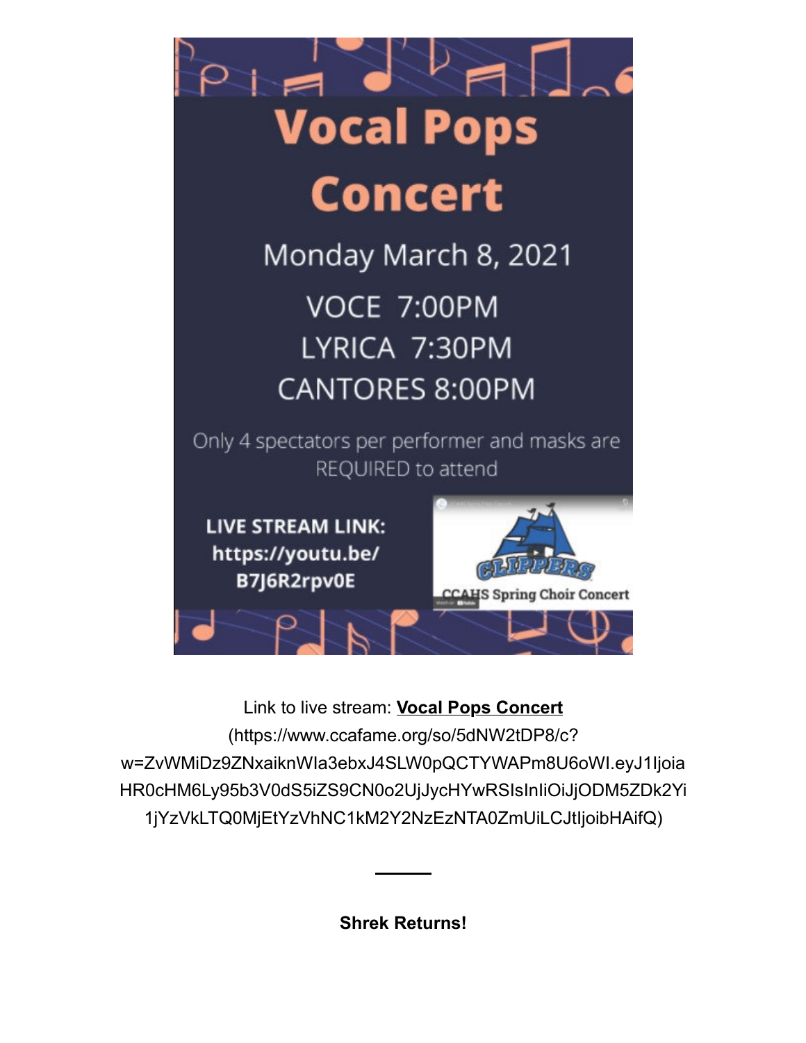# Vocal Pops Concert

Monday March 8, 2021

VOCE 7:00PM

LYRICA 7:30PM

CANTORES 8:00PM

Only 4 spectators per performer and masks are REQUIRED to attend

**LIVE STREAM LINK: https://youtu.be/B7J6R2rpv0E**

CCAHS Spring Choir Concert

Link to live stream: **Vocal Pops Concert** (https://www.ccafame.org/so/5dNW2tDP8/c?w=ZvWMiDz9ZNxaiknWIa3ebxJ4SLW0pQCTYWAPm8U6oWI.eyJ1IjoiaHR0cHM6Ly95b3V0dS5iZS9CN0o2UjJycHYwRSIsInIiOiJjODM5ZDk2Yi1jYzVkLTQ0MjEtYzVhNC1kM2Y2NzEzNTA0ZmUiLCJtIjoibHAifQ)

---

**Shrek Returns!**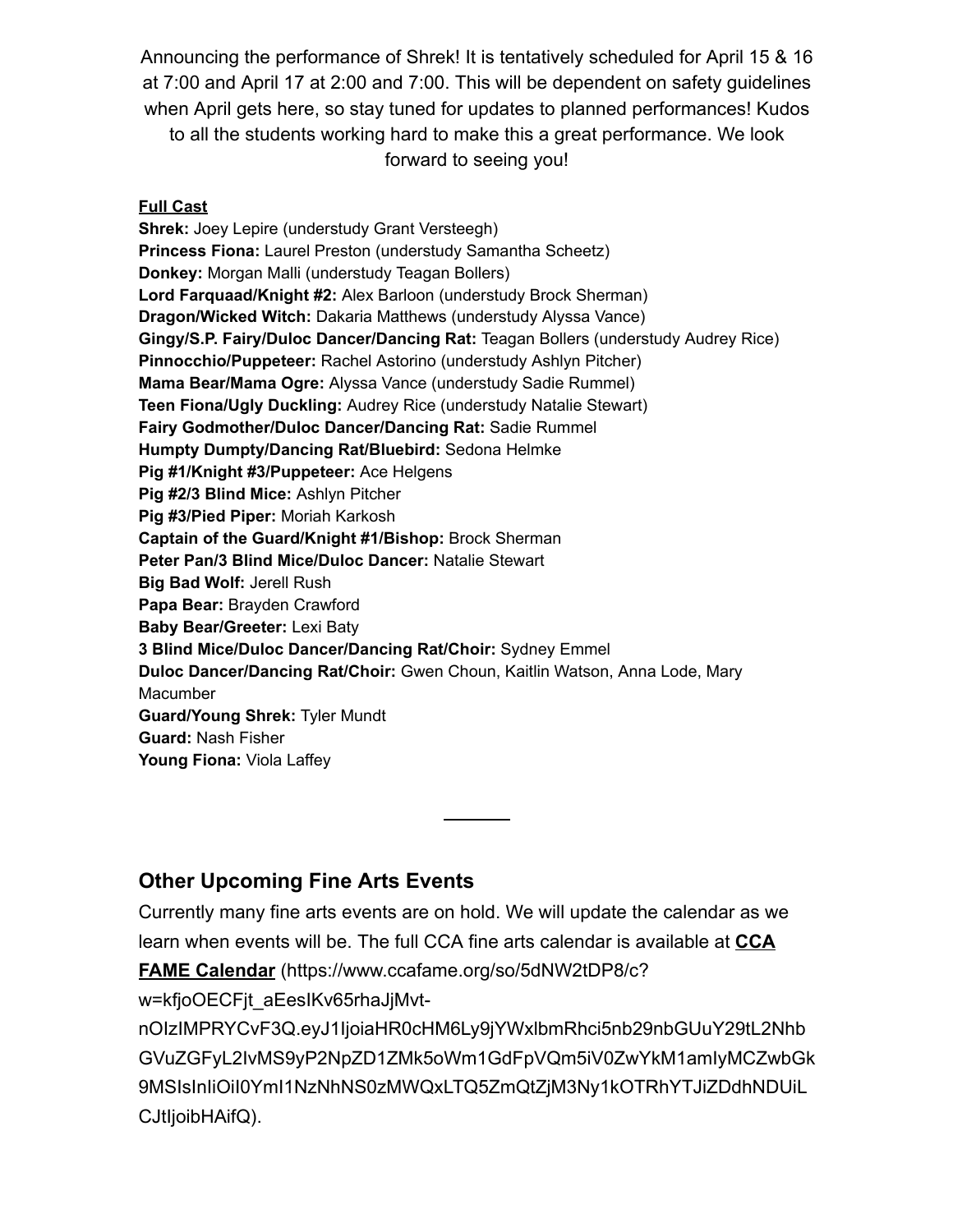Announcing the performance of Shrek! It is tentatively scheduled for April 15 & 16 at 7:00 and April 17 at 2:00 and 7:00. This will be dependent on safety guidelines when April gets here, so stay tuned for updates to planned performances! Kudos to all the students working hard to make this a great performance. We look forward to seeing you!

**Full Cast**

**Shrek:** Joey Lepire (understudy Grant Versteegh)
**Princess Fiona:** Laurel Preston (understudy Samantha Scheetz)
**Donkey:** Morgan Malli (understudy Teagan Bollers)
**Lord Farquaad/Knight #2:** Alex Barloon (understudy Brock Sherman)
**Dragon/Wicked Witch:** Dakaria Matthews (understudy Alyssa Vance)
**Gingy/S.P. Fairy/Duloc Dancer/Dancing Rat:** Teagan Bollers (understudy Audrey Rice)
**Pinnocchio/Puppeteer:** Rachel Astorino (understudy Ashlyn Pitcher)
**Mama Bear/Mama Ogre:** Alyssa Vance (understudy Sadie Rummel)
**Teen Fiona/Ugly Duckling:** Audrey Rice (understudy Natalie Stewart)
**Fairy Godmother/Duloc Dancer/Dancing Rat:** Sadie Rummel
**Humpty Dumpty/Dancing Rat/Bluebird:** Sedona Helmke
**Pig #1/Knight #3/Puppeteer:** Ace Helgens
**Pig #2/3 Blind Mice:** Ashlyn Pitcher
**Pig #3/Pied Piper:** Moriah Karkosh
**Captain of the Guard/Knight #1/Bishop:** Brock Sherman
**Peter Pan/3 Blind Mice/Duloc Dancer:** Natalie Stewart
**Big Bad Wolf:** Jerell Rush
**Papa Bear:** Brayden Crawford
**Baby Bear/Greeter:** Lexi Baty
**3 Blind Mice/Duloc Dancer/Dancing Rat/Choir:** Sydney Emmel
**Duloc Dancer/Dancing Rat/Choir:** Gwen Choun, Kaitlin Watson, Anna Lode, Mary Macumber
**Guard/Young Shrek:** Tyler Mundt
**Guard:** Nash Fisher
**Young Fiona:** Viola Laffey

---

## Other Upcoming Fine Arts Events

Currently many fine arts events are on hold. We will update the calendar as we learn when events will be. The full CCA fine arts calendar is available at **CCA FAME Calendar** (https://www.ccafame.org/so/5dNW2tDP8/c?w=kfjoOECFjt_aEesIKv65rhaJjMvt-nOIzIMPRYCvF3Q.eyJ1IjoiaHR0cHM6Ly9jYWxlbmRhci5nb29nbGUuY29tL2NhbGVuZGFyL2IvMS9yP2NpZD1ZMk5oWm1GdFpVQm5iV0ZwYkM1amIyMCZwbGk9MSIsInIiOiI0YmI1NzNhNS0zMWQxLTQ5ZmQtZjM3Ny1kOTRhYTJiZDdhNDUiLCJtIjoibHAifQ).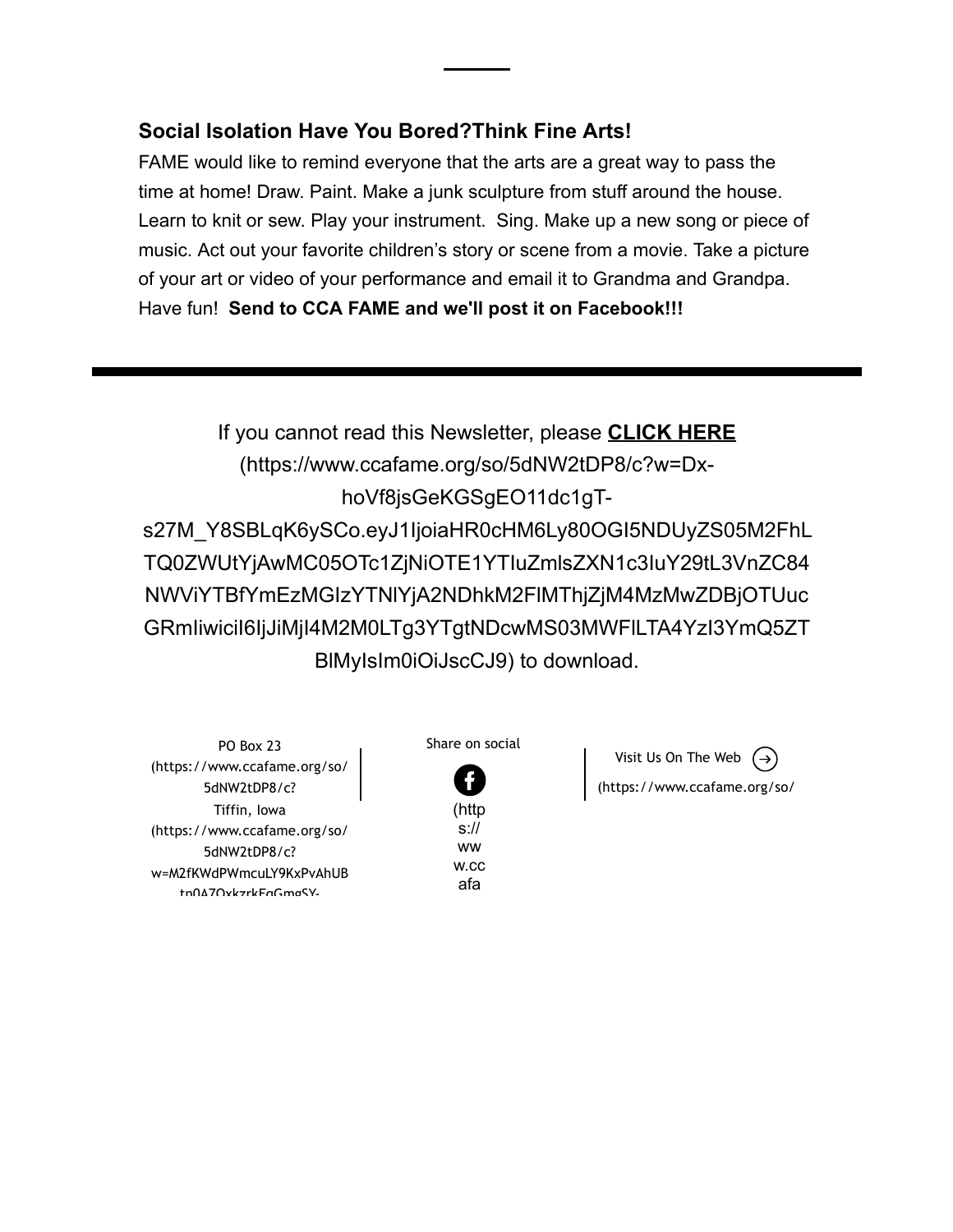---

**Social Isolation Have You Bored?Think Fine Arts!**

FAME would like to remind everyone that the arts are a great way to pass the time at home! Draw. Paint. Make a junk sculpture from stuff around the house. Learn to knit or sew. Play your instrument. Sing. Make up a new song or piece of music. Act out your favorite children's story or scene from a movie. Take a picture of your art or video of your performance and email it to Grandma and Grandpa. Have fun! **Send to CCA FAME and we'll post it on Facebook!!!**

---

If you cannot read this Newsletter, please **CLICK HERE** (https://www.ccafame.org/so/5dNW2tDP8/c?w=Dx-hoVf8jsGeKGSgEO11dc1gT-s27M_Y8SBLqK6ySCo.eyJ1IjoiaHR0cHM6Ly80OGI5NDUyZS05M2FhLTQ0ZWUtYjAwMC05OTc1ZjNiOTE1YTIuZmlsZXN1c3IuY29tL3VnZC84NWViYTBfYmEzMGIzYTNlYjA2NDhkM2FlMThjZjM4MzMwZDBjOTUucGRmIiwiciI6IjJiMjI4M2M0LTg3YTgtNDcwMS03MWFlLTA4YzI3YmQ5ZTBlMyIsIm0iOiJscCJ9) to download.

PO Box 23 (https://www.ccafame.org/so/5dNW2tDP8/c?
Tiffin, Iowa (https://www.ccafame.org/so/5dNW2tDP8/c?w=M2fKWdPWmcuLY9KxPvAhUBtn0A7OxkzrkEqGmgSY-

Share on social
(https://www.ccafa

Visit Us On The Web
(https://www.ccafame.org/so/